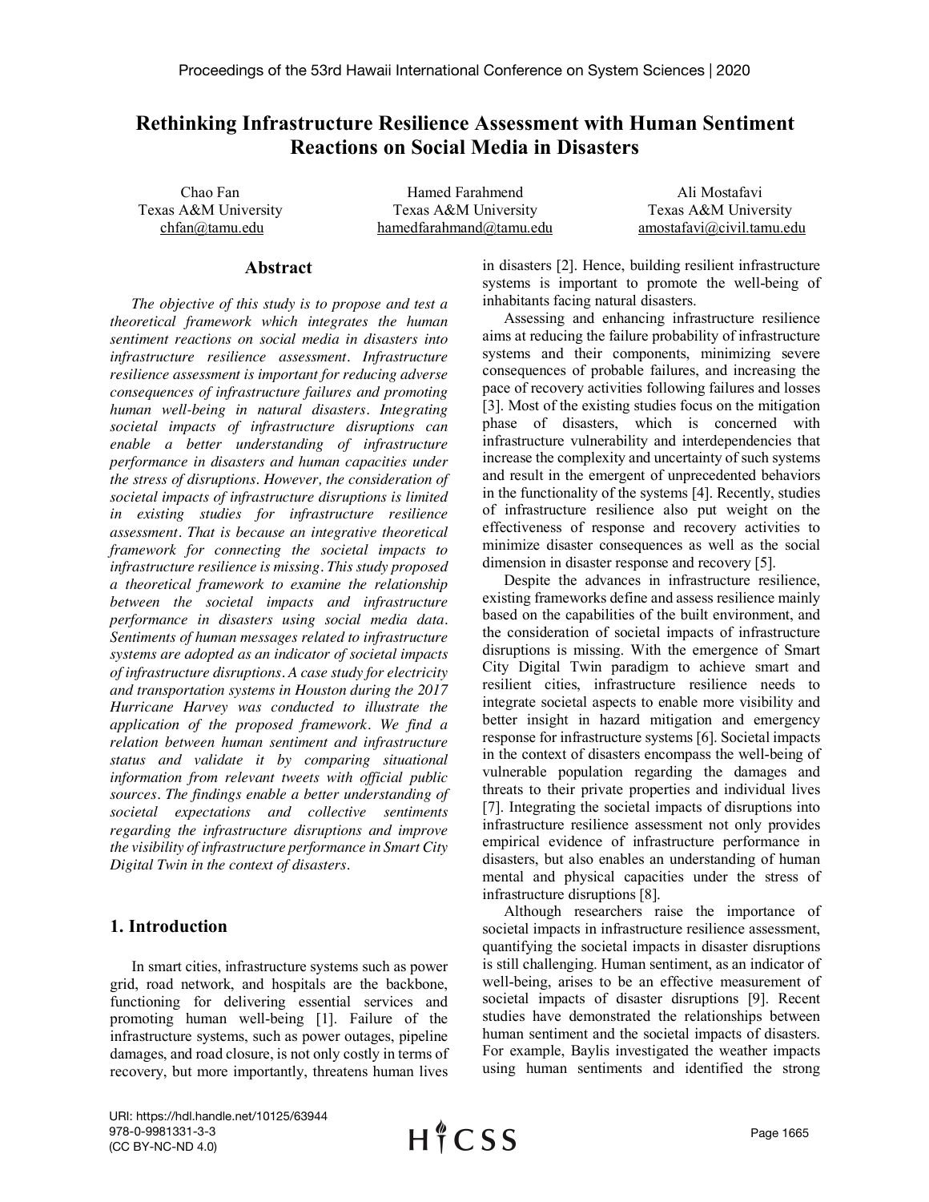# Rethinking Infrastructure Resilience Assessment with Human Sentiment Reactions on Social Media in Disasters

Chao Fan
Texas A&M University
chfan@tamu.edu

Hamed Farahmend
Texas A&M University
hamedfarahmand@tamu.edu

Ali Mostafavi
Texas A&M University
amostafavi@civil.tamu.edu

## Abstract

*The objective of this study is to propose and test a theoretical framework which integrates the human sentiment reactions on social media in disasters into infrastructure resilience assessment. Infrastructure resilience assessment is important for reducing adverse consequences of infrastructure failures and promoting human well-being in natural disasters. Integrating societal impacts of infrastructure disruptions can enable a better understanding of infrastructure performance in disasters and human capacities under the stress of disruptions. However, the consideration of societal impacts of infrastructure disruptions is limited in existing studies for infrastructure resilience assessment. That is because an integrative theoretical framework for connecting the societal impacts to infrastructure resilience is missing. This study proposed a theoretical framework to examine the relationship between the societal impacts and infrastructure performance in disasters using social media data. Sentiments of human messages related to infrastructure systems are adopted as an indicator of societal impacts of infrastructure disruptions. A case study for electricity and transportation systems in Houston during the 2017 Hurricane Harvey was conducted to illustrate the application of the proposed framework. We find a relation between human sentiment and infrastructure status and validate it by comparing situational information from relevant tweets with official public sources. The findings enable a better understanding of societal expectations and collective sentiments regarding the infrastructure disruptions and improve the visibility of infrastructure performance in Smart City Digital Twin in the context of disasters.*

## 1. Introduction

In smart cities, infrastructure systems such as power grid, road network, and hospitals are the backbone, functioning for delivering essential services and promoting human well-being [1]. Failure of the infrastructure systems, such as power outages, pipeline damages, and road closure, is not only costly in terms of recovery, but more importantly, threatens human lives in disasters [2]. Hence, building resilient infrastructure systems is important to promote the well-being of inhabitants facing natural disasters.

Assessing and enhancing infrastructure resilience aims at reducing the failure probability of infrastructure systems and their components, minimizing severe consequences of probable failures, and increasing the pace of recovery activities following failures and losses [3]. Most of the existing studies focus on the mitigation phase of disasters, which is concerned with infrastructure vulnerability and interdependencies that increase the complexity and uncertainty of such systems and result in the emergent of unprecedented behaviors in the functionality of the systems [4]. Recently, studies of infrastructure resilience also put weight on the effectiveness of response and recovery activities to minimize disaster consequences as well as the social dimension in disaster response and recovery [5].

Despite the advances in infrastructure resilience, existing frameworks define and assess resilience mainly based on the capabilities of the built environment, and the consideration of societal impacts of infrastructure disruptions is missing. With the emergence of Smart City Digital Twin paradigm to achieve smart and resilient cities, infrastructure resilience needs to integrate societal aspects to enable more visibility and better insight in hazard mitigation and emergency response for infrastructure systems [6]. Societal impacts in the context of disasters encompass the well-being of vulnerable population regarding the damages and threats to their private properties and individual lives [7]. Integrating the societal impacts of disruptions into infrastructure resilience assessment not only provides empirical evidence of infrastructure performance in disasters, but also enables an understanding of human mental and physical capacities under the stress of infrastructure disruptions [8].

Although researchers raise the importance of societal impacts in infrastructure resilience assessment, quantifying the societal impacts in disaster disruptions is still challenging. Human sentiment, as an indicator of well-being, arises to be an effective measurement of societal impacts of disaster disruptions [9]. Recent studies have demonstrated the relationships between human sentiment and the societal impacts of disasters. For example, Baylis investigated the weather impacts using human sentiments and identified the strong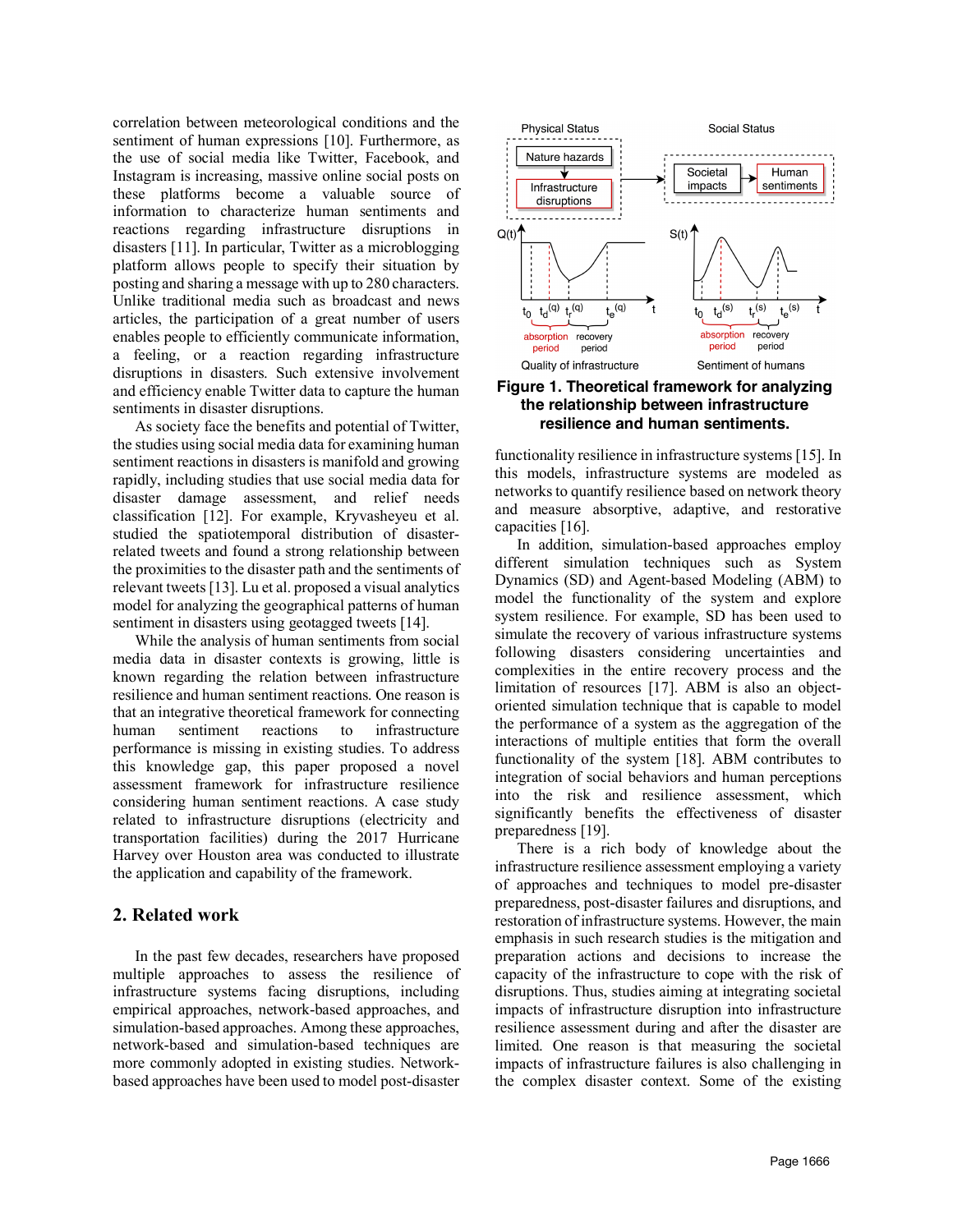correlation between meteorological conditions and the sentiment of human expressions [10]. Furthermore, as the use of social media like Twitter, Facebook, and Instagram is increasing, massive online social posts on these platforms become a valuable source of information to characterize human sentiments and reactions regarding infrastructure disruptions in disasters [11]. In particular, Twitter as a microblogging platform allows people to specify their situation by posting and sharing a message with up to 280 characters. Unlike traditional media such as broadcast and news articles, the participation of a great number of users enables people to efficiently communicate information, a feeling, or a reaction regarding infrastructure disruptions in disasters. Such extensive involvement and efficiency enable Twitter data to capture the human sentiments in disaster disruptions.

As society face the benefits and potential of Twitter, the studies using social media data for examining human sentiment reactions in disasters is manifold and growing rapidly, including studies that use social media data for disaster damage assessment, and relief needs classification [12]. For example, Kryvasheyeu et al. studied the spatiotemporal distribution of disaster-related tweets and found a strong relationship between the proximities to the disaster path and the sentiments of relevant tweets [13]. Lu et al. proposed a visual analytics model for analyzing the geographical patterns of human sentiment in disasters using geotagged tweets [14].

While the analysis of human sentiments from social media data in disaster contexts is growing, little is known regarding the relation between infrastructure resilience and human sentiment reactions. One reason is that an integrative theoretical framework for connecting human sentiment reactions to infrastructure performance is missing in existing studies. To address this knowledge gap, this paper proposed a novel assessment framework for infrastructure resilience considering human sentiment reactions. A case study related to infrastructure disruptions (electricity and transportation facilities) during the 2017 Hurricane Harvey over Houston area was conducted to illustrate the application and capability of the framework.

**Figure 1. Theoretical framework for analyzing the relationship between infrastructure resilience and human sentiments.**

## 2. Related work

In the past few decades, researchers have proposed multiple approaches to assess the resilience of infrastructure systems facing disruptions, including empirical approaches, network-based approaches, and simulation-based approaches. Among these approaches, network-based and simulation-based techniques are more commonly adopted in existing studies. Network-based approaches have been used to model post-disaster functionality resilience in infrastructure systems [15]. In this models, infrastructure systems are modeled as networks to quantify resilience based on network theory and measure absorptive, adaptive, and restorative capacities [16].

In addition, simulation-based approaches employ different simulation techniques such as System Dynamics (SD) and Agent-based Modeling (ABM) to model the functionality of the system and explore system resilience. For example, SD has been used to simulate the recovery of various infrastructure systems following disasters considering uncertainties and complexities in the entire recovery process and the limitation of resources [17]. ABM is also an object-oriented simulation technique that is capable to model the performance of a system as the aggregation of the interactions of multiple entities that form the overall functionality of the system [18]. ABM contributes to integration of social behaviors and human perceptions into the risk and resilience assessment, which significantly benefits the effectiveness of disaster preparedness [19].

There is a rich body of knowledge about the infrastructure resilience assessment employing a variety of approaches and techniques to model pre-disaster preparedness, post-disaster failures and disruptions, and restoration of infrastructure systems. However, the main emphasis in such research studies is the mitigation and preparation actions and decisions to increase the capacity of the infrastructure to cope with the risk of disruptions. Thus, studies aiming at integrating societal impacts of infrastructure disruption into infrastructure resilience assessment during and after the disaster are limited. One reason is that measuring the societal impacts of infrastructure failures is also challenging in the complex disaster context. Some of the existing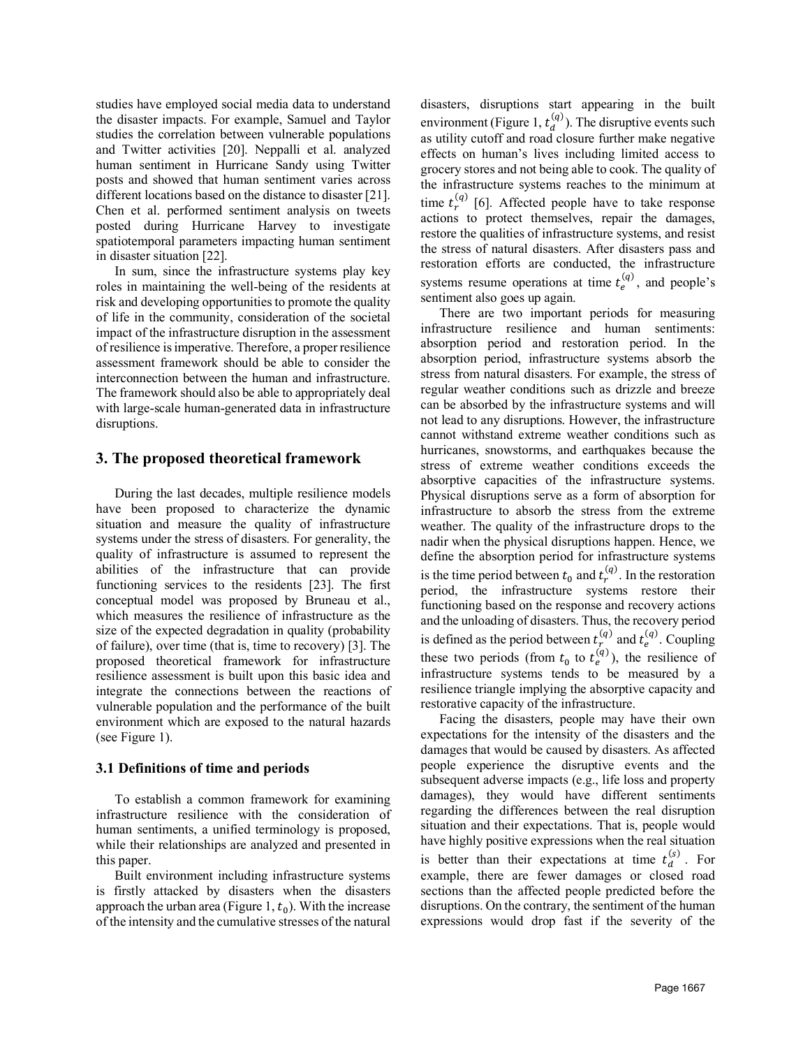studies have employed social media data to understand the disaster impacts. For example, Samuel and Taylor studies the correlation between vulnerable populations and Twitter activities [20]. Neppalli et al. analyzed human sentiment in Hurricane Sandy using Twitter posts and showed that human sentiment varies across different locations based on the distance to disaster [21]. Chen et al. performed sentiment analysis on tweets posted during Hurricane Harvey to investigate spatiotemporal parameters impacting human sentiment in disaster situation [22].

In sum, since the infrastructure systems play key roles in maintaining the well-being of the residents at risk and developing opportunities to promote the quality of life in the community, consideration of the societal impact of the infrastructure disruption in the assessment of resilience is imperative. Therefore, a proper resilience assessment framework should be able to consider the interconnection between the human and infrastructure. The framework should also be able to appropriately deal with large-scale human-generated data in infrastructure disruptions.

## 3. The proposed theoretical framework

During the last decades, multiple resilience models have been proposed to characterize the dynamic situation and measure the quality of infrastructure systems under the stress of disasters. For generality, the quality of infrastructure is assumed to represent the abilities of the infrastructure that can provide functioning services to the residents [23]. The first conceptual model was proposed by Bruneau et al., which measures the resilience of infrastructure as the size of the expected degradation in quality (probability of failure), over time (that is, time to recovery) [3]. The proposed theoretical framework for infrastructure resilience assessment is built upon this basic idea and integrate the connections between the reactions of vulnerable population and the performance of the built environment which are exposed to the natural hazards (see Figure 1).

### 3.1 Definitions of time and periods

To establish a common framework for examining infrastructure resilience with the consideration of human sentiments, a unified terminology is proposed, while their relationships are analyzed and presented in this paper.

Built environment including infrastructure systems is firstly attacked by disasters when the disasters approach the urban area (Figure 1, $t_0$). With the increase of the intensity and the cumulative stresses of the natural disasters, disruptions start appearing in the built environment (Figure 1, $t_d^{(q)}$). The disruptive events such as utility cutoff and road closure further make negative effects on human's lives including limited access to grocery stores and not being able to cook. The quality of the infrastructure systems reaches to the minimum at time $t_r^{(q)}$ [6]. Affected people have to take response actions to protect themselves, repair the damages, restore the qualities of infrastructure systems, and resist the stress of natural disasters. After disasters pass and restoration efforts are conducted, the infrastructure systems resume operations at time $t_e^{(q)}$, and people's sentiment also goes up again.

There are two important periods for measuring infrastructure resilience and human sentiments: absorption period and restoration period. In the absorption period, infrastructure systems absorb the stress from natural disasters. For example, the stress of regular weather conditions such as drizzle and breeze can be absorbed by the infrastructure systems and will not lead to any disruptions. However, the infrastructure cannot withstand extreme weather conditions such as hurricanes, snowstorms, and earthquakes because the stress of extreme weather conditions exceeds the absorptive capacities of the infrastructure systems. Physical disruptions serve as a form of absorption for infrastructure to absorb the stress from the extreme weather. The quality of the infrastructure drops to the nadir when the physical disruptions happen. Hence, we define the absorption period for infrastructure systems is the time period between $t_0$ and $t_r^{(q)}$. In the restoration period, the infrastructure systems restore their functioning based on the response and recovery actions and the unloading of disasters. Thus, the recovery period is defined as the period between $t_r^{(q)}$ and $t_e^{(q)}$. Coupling these two periods (from $t_0$ to $t_e^{(q)}$), the resilience of infrastructure systems tends to be measured by a resilience triangle implying the absorptive capacity and restorative capacity of the infrastructure.

Facing the disasters, people may have their own expectations for the intensity of the disasters and the damages that would be caused by disasters. As affected people experience the disruptive events and the subsequent adverse impacts (e.g., life loss and property damages), they would have different sentiments regarding the differences between the real disruption situation and their expectations. That is, people would have highly positive expressions when the real situation is better than their expectations at time $t_d^{(s)}$. For example, there are fewer damages or closed road sections than the affected people predicted before the disruptions. On the contrary, the sentiment of the human expressions would drop fast if the severity of the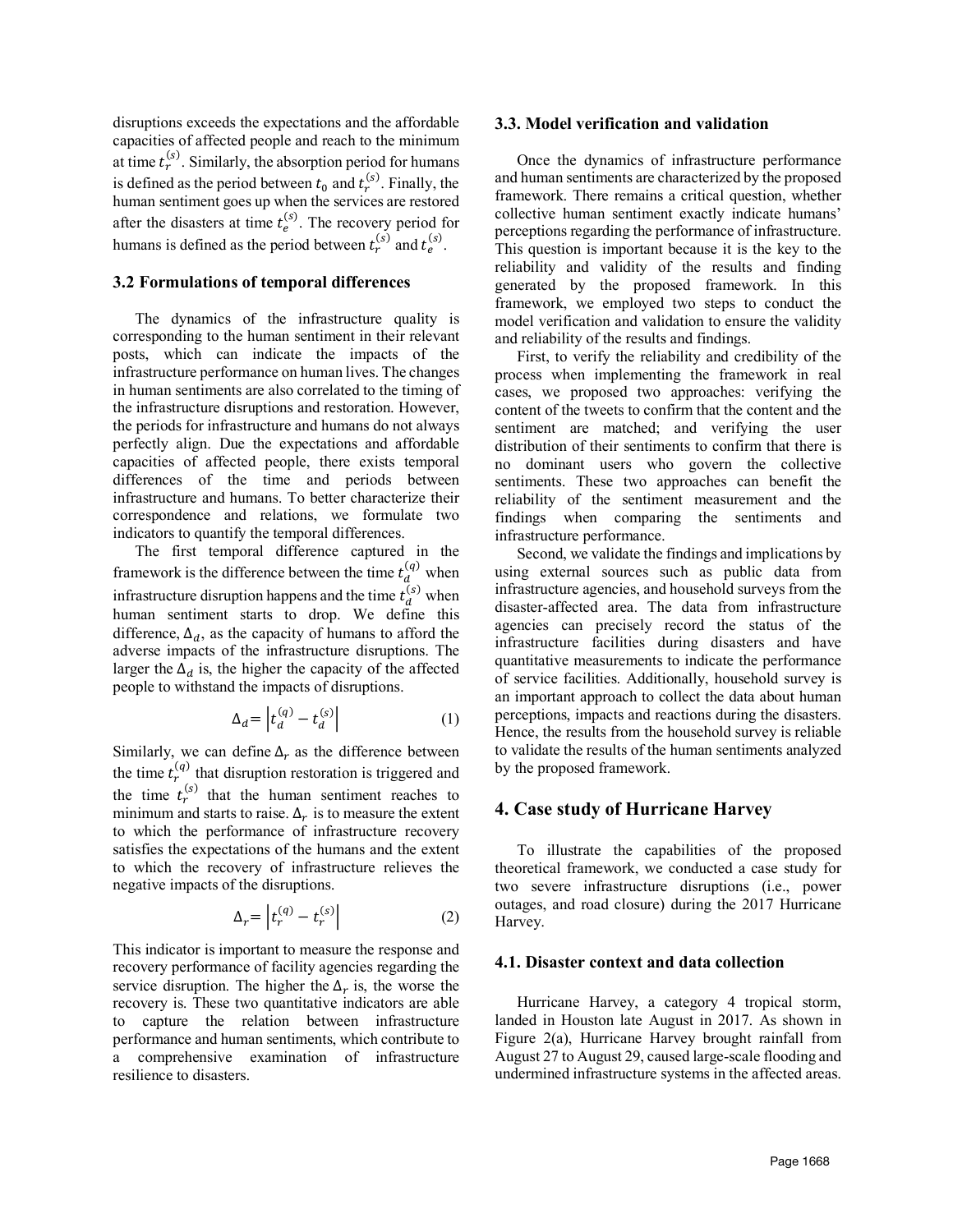disruptions exceeds the expectations and the affordable capacities of affected people and reach to the minimum at time $t_r^{(s)}$. Similarly, the absorption period for humans is defined as the period between $t_0$ and $t_r^{(s)}$. Finally, the human sentiment goes up when the services are restored after the disasters at time $t_e^{(s)}$. The recovery period for humans is defined as the period between $t_r^{(s)}$ and $t_e^{(s)}$.

### 3.2 Formulations of temporal differences

The dynamics of the infrastructure quality is corresponding to the human sentiment in their relevant posts, which can indicate the impacts of the infrastructure performance on human lives. The changes in human sentiments are also correlated to the timing of the infrastructure disruptions and restoration. However, the periods for infrastructure and humans do not always perfectly align. Due the expectations and affordable capacities of affected people, there exists temporal differences of the time and periods between infrastructure and humans. To better characterize their correspondence and relations, we formulate two indicators to quantify the temporal differences.

The first temporal difference captured in the framework is the difference between the time $t_d^{(q)}$ when infrastructure disruption happens and the time $t_d^{(s)}$ when human sentiment starts to drop. We define this difference, $\Delta_d$, as the capacity of humans to afford the adverse impacts of the infrastructure disruptions. The larger the $\Delta_d$ is, the higher the capacity of the affected people to withstand the impacts of disruptions.

$$\Delta_d = \left| t_d^{(q)} - t_d^{(s)} \right| \tag{1}$$

Similarly, we can define $\Delta_r$ as the difference between the time $t_r^{(q)}$ that disruption restoration is triggered and the time $t_r^{(s)}$ that the human sentiment reaches to minimum and starts to raise. $\Delta_r$ is to measure the extent to which the performance of infrastructure recovery satisfies the expectations of the humans and the extent to which the recovery of infrastructure relieves the negative impacts of the disruptions.

$$\Delta_r = \left| t_r^{(q)} - t_r^{(s)} \right| \tag{2}$$

This indicator is important to measure the response and recovery performance of facility agencies regarding the service disruption. The higher the $\Delta_r$ is, the worse the recovery is. These two quantitative indicators are able to capture the relation between infrastructure performance and human sentiments, which contribute to a comprehensive examination of infrastructure resilience to disasters.

### 3.3. Model verification and validation

Once the dynamics of infrastructure performance and human sentiments are characterized by the proposed framework. There remains a critical question, whether collective human sentiment exactly indicate humans' perceptions regarding the performance of infrastructure. This question is important because it is the key to the reliability and validity of the results and finding generated by the proposed framework. In this framework, we employed two steps to conduct the model verification and validation to ensure the validity and reliability of the results and findings.

First, to verify the reliability and credibility of the process when implementing the framework in real cases, we proposed two approaches: verifying the content of the tweets to confirm that the content and the sentiment are matched; and verifying the user distribution of their sentiments to confirm that there is no dominant users who govern the collective sentiments. These two approaches can benefit the reliability of the sentiment measurement and the findings when comparing the sentiments and infrastructure performance.

Second, we validate the findings and implications by using external sources such as public data from infrastructure agencies, and household surveys from the disaster-affected area. The data from infrastructure agencies can precisely record the status of the infrastructure facilities during disasters and have quantitative measurements to indicate the performance of service facilities. Additionally, household survey is an important approach to collect the data about human perceptions, impacts and reactions during the disasters. Hence, the results from the household survey is reliable to validate the results of the human sentiments analyzed by the proposed framework.

## 4. Case study of Hurricane Harvey

To illustrate the capabilities of the proposed theoretical framework, we conducted a case study for two severe infrastructure disruptions (i.e., power outages, and road closure) during the 2017 Hurricane Harvey.

### 4.1. Disaster context and data collection

Hurricane Harvey, a category 4 tropical storm, landed in Houston late August in 2017. As shown in Figure 2(a), Hurricane Harvey brought rainfall from August 27 to August 29, caused large-scale flooding and undermined infrastructure systems in the affected areas.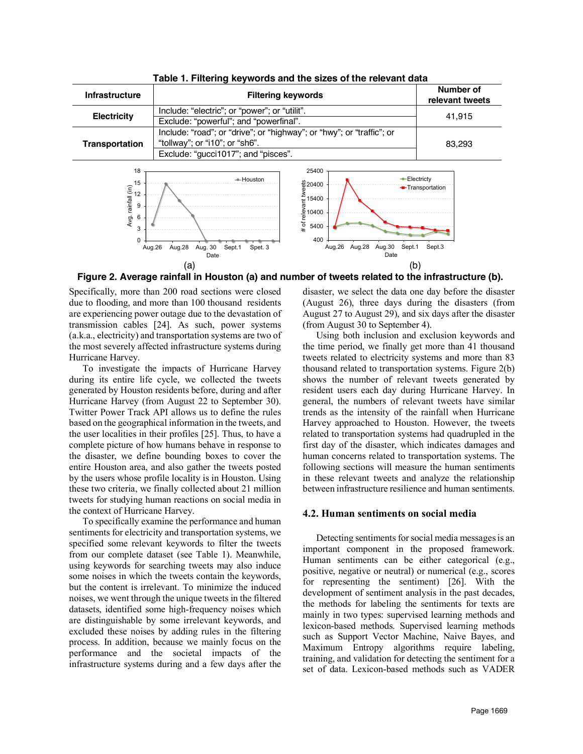**Table 1. Filtering keywords and the sizes of the relevant data**

| Infrastructure | Filtering keywords | Number of relevant tweets |
|---|---|---|
| Electricity | Include: "electric"; or "power"; or "utilit". | 41,915 |
| | Exclude: "powerful"; and "powerfinal". | |
| Transportation | Include: "road"; or "drive"; or "highway"; or "hwy"; or "traffic"; or "tollway"; or "i10"; or "sh6". | 83,293 |
| | Exclude: "gucci1017"; and "pisces". | |

**Figure 2. Average rainfall in Houston (a) and number of tweets related to the infrastructure (b).**

Specifically, more than 200 road sections were closed due to flooding, and more than 100 thousand residents are experiencing power outage due to the devastation of transmission cables [24]. As such, power systems (a.k.a., electricity) and transportation systems are two of the most severely affected infrastructure systems during Hurricane Harvey.

To investigate the impacts of Hurricane Harvey during its entire life cycle, we collected the tweets generated by Houston residents before, during and after Hurricane Harvey (from August 22 to September 30). Twitter Power Track API allows us to define the rules based on the geographical information in the tweets, and the user localities in their profiles [25]. Thus, to have a complete picture of how humans behave in response to the disaster, we define bounding boxes to cover the entire Houston area, and also gather the tweets posted by the users whose profile locality is in Houston. Using these two criteria, we finally collected about 21 million tweets for studying human reactions on social media in the context of Hurricane Harvey.

To specifically examine the performance and human sentiments for electricity and transportation systems, we specified some relevant keywords to filter the tweets from our complete dataset (see Table 1). Meanwhile, using keywords for searching tweets may also induce some noises in which the tweets contain the keywords, but the content is irrelevant. To minimize the induced noises, we went through the unique tweets in the filtered datasets, identified some high-frequency noises which are distinguishable by some irrelevant keywords, and excluded these noises by adding rules in the filtering process. In addition, because we mainly focus on the performance and the societal impacts of the infrastructure systems during and a few days after the disaster, we select the data one day before the disaster (August 26), three days during the disasters (from August 27 to August 29), and six days after the disaster (from August 30 to September 4).

Using both inclusion and exclusion keywords and the time period, we finally get more than 41 thousand tweets related to electricity systems and more than 83 thousand related to transportation systems. Figure 2(b) shows the number of relevant tweets generated by resident users each day during Hurricane Harvey. In general, the numbers of relevant tweets have similar trends as the intensity of the rainfall when Hurricane Harvey approached to Houston. However, the tweets related to transportation systems had quadrupled in the first day of the disaster, which indicates damages and human concerns related to transportation systems. The following sections will measure the human sentiments in these relevant tweets and analyze the relationship between infrastructure resilience and human sentiments.

### 4.2. Human sentiments on social media

Detecting sentiments for social media messages is an important component in the proposed framework. Human sentiments can be either categorical (e.g., positive, negative or neutral) or numerical (e.g., scores for representing the sentiment) [26]. With the development of sentiment analysis in the past decades, the methods for labeling the sentiments for texts are mainly in two types: supervised learning methods and lexicon-based methods. Supervised learning methods such as Support Vector Machine, Naive Bayes, and Maximum Entropy algorithms require labeling, training, and validation for detecting the sentiment for a set of data. Lexicon-based methods such as VADER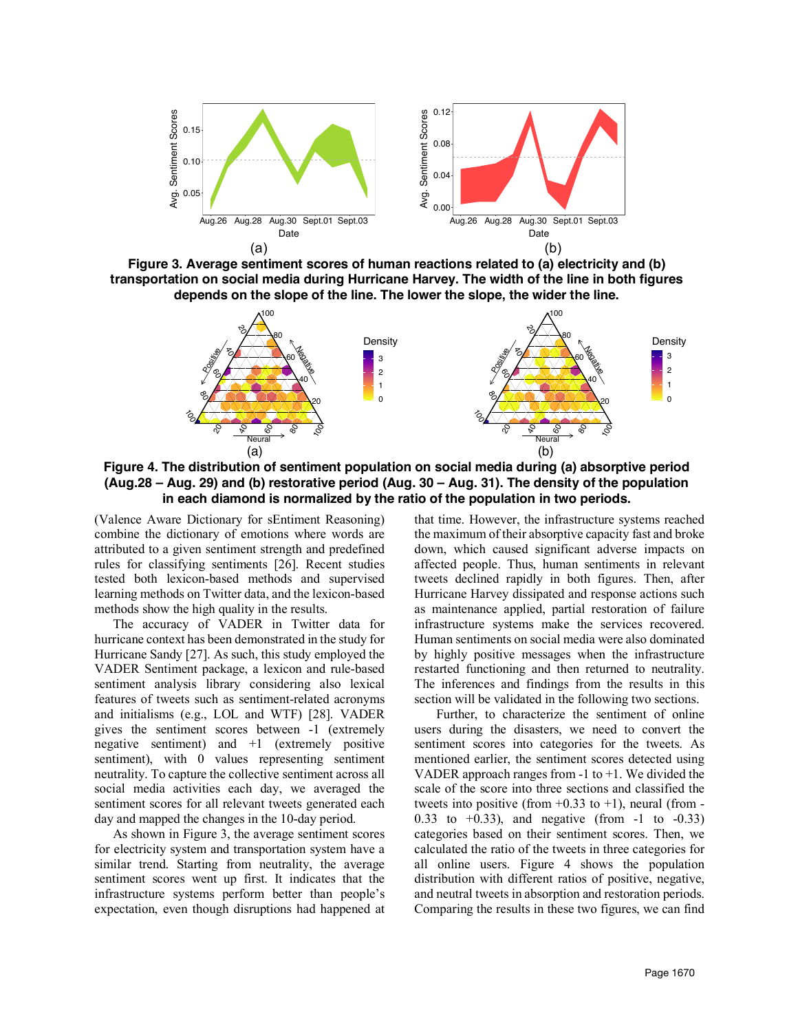**Figure 3. Average sentiment scores of human reactions related to (a) electricity and (b) transportation on social media during Hurricane Harvey. The width of the line in both figures depends on the slope of the line. The lower the slope, the wider the line.**

**Figure 4. The distribution of sentiment population on social media during (a) absorptive period (Aug.28 – Aug. 29) and (b) restorative period (Aug. 30 – Aug. 31). The density of the population in each diamond is normalized by the ratio of the population in two periods.**

(Valence Aware Dictionary for sEntiment Reasoning) combine the dictionary of emotions where words are attributed to a given sentiment strength and predefined rules for classifying sentiments [26]. Recent studies tested both lexicon-based methods and supervised learning methods on Twitter data, and the lexicon-based methods show the high quality in the results.

The accuracy of VADER in Twitter data for hurricane context has been demonstrated in the study for Hurricane Sandy [27]. As such, this study employed the VADER Sentiment package, a lexicon and rule-based sentiment analysis library considering also lexical features of tweets such as sentiment-related acronyms and initialisms (e.g., LOL and WTF) [28]. VADER gives the sentiment scores between -1 (extremely negative sentiment) and +1 (extremely positive sentiment), with 0 values representing sentiment neutrality. To capture the collective sentiment across all social media activities each day, we averaged the sentiment scores for all relevant tweets generated each day and mapped the changes in the 10-day period.

As shown in Figure 3, the average sentiment scores for electricity system and transportation system have a similar trend. Starting from neutrality, the average sentiment scores went up first. It indicates that the infrastructure systems perform better than people's expectation, even though disruptions had happened at that time. However, the infrastructure systems reached the maximum of their absorptive capacity fast and broke down, which caused significant adverse impacts on affected people. Thus, human sentiments in relevant tweets declined rapidly in both figures. Then, after Hurricane Harvey dissipated and response actions such as maintenance applied, partial restoration of failure infrastructure systems make the services recovered. Human sentiments on social media were also dominated by highly positive messages when the infrastructure restarted functioning and then returned to neutrality. The inferences and findings from the results in this section will be validated in the following two sections.

Further, to characterize the sentiment of online users during the disasters, we need to convert the sentiment scores into categories for the tweets. As mentioned earlier, the sentiment scores detected using VADER approach ranges from -1 to +1. We divided the scale of the score into three sections and classified the tweets into positive (from +0.33 to +1), neural (from -0.33 to +0.33), and negative (from -1 to -0.33) categories based on their sentiment scores. Then, we calculated the ratio of the tweets in three categories for all online users. Figure 4 shows the population distribution with different ratios of positive, negative, and neutral tweets in absorption and restoration periods. Comparing the results in these two figures, we can find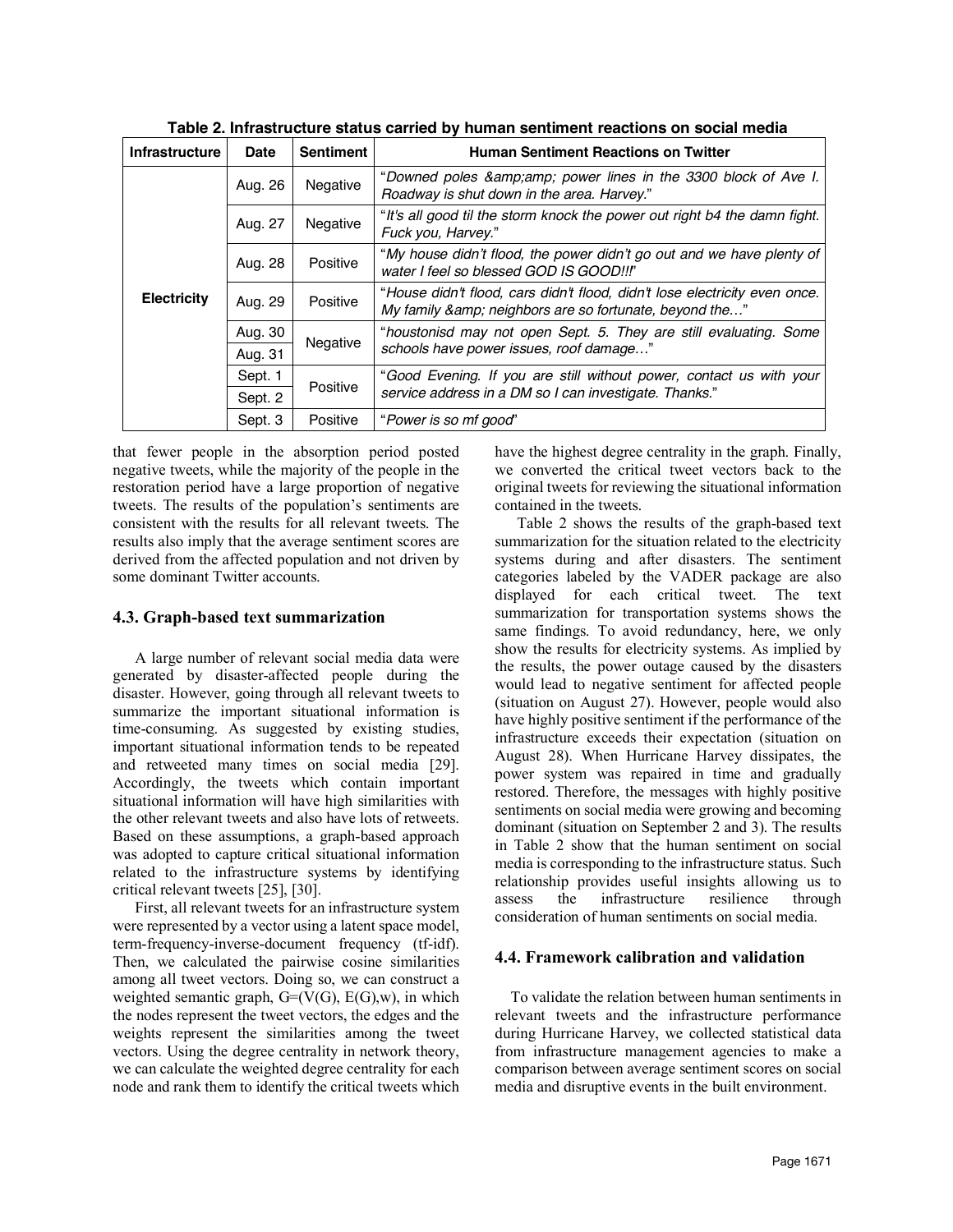**Table 2. Infrastructure status carried by human sentiment reactions on social media**

| Infrastructure | Date | Sentiment | Human Sentiment Reactions on Twitter |
|---|---|---|---|
| **Electricity** | Aug. 26 | Negative | "*Downed poles &amp;amp; power lines in the 3300 block of Ave I. Roadway is shut down in the area. Harvey.*" |
| | Aug. 27 | Negative | "*It's all good til the storm knock the power out right b4 the damn fight. Fuck you, Harvey.*" |
| | Aug. 28 | Positive | "*My house didn't flood, the power didn't go out and we have plenty of water I feel so blessed GOD IS GOOD!!!*" |
| | Aug. 29 | Positive | "*House didn't flood, cars didn't flood, didn't lose electricity even once. My family &amp; neighbors are so fortunate, beyond the…*" |
| | Aug. 30 | Negative | "*houstonisd may not open Sept. 5. They are still evaluating. Some schools have power issues, roof damage…*" |
| | Aug. 31 | | |
| | Sept. 1 | Positive | "*Good Evening. If you are still without power, contact us with your service address in a DM so I can investigate. Thanks.*" |
| | Sept. 2 | | |
| | Sept. 3 | Positive | "*Power is so mf good*" |

that fewer people in the absorption period posted negative tweets, while the majority of the people in the restoration period have a large proportion of negative tweets. The results of the population's sentiments are consistent with the results for all relevant tweets. The results also imply that the average sentiment scores are derived from the affected population and not driven by some dominant Twitter accounts.

### 4.3. Graph-based text summarization

A large number of relevant social media data were generated by disaster-affected people during the disaster. However, going through all relevant tweets to summarize the important situational information is time-consuming. As suggested by existing studies, important situational information tends to be repeated and retweeted many times on social media [29]. Accordingly, the tweets which contain important situational information will have high similarities with the other relevant tweets and also have lots of retweets. Based on these assumptions, a graph-based approach was adopted to capture critical situational information related to the infrastructure systems by identifying critical relevant tweets [25], [30].

First, all relevant tweets for an infrastructure system were represented by a vector using a latent space model, term-frequency-inverse-document frequency (tf-idf). Then, we calculated the pairwise cosine similarities among all tweet vectors. Doing so, we can construct a weighted semantic graph, $G=(V(G), E(G),w)$, in which the nodes represent the tweet vectors, the edges and the weights represent the similarities among the tweet vectors. Using the degree centrality in network theory, we can calculate the weighted degree centrality for each node and rank them to identify the critical tweets which have the highest degree centrality in the graph. Finally, we converted the critical tweet vectors back to the original tweets for reviewing the situational information contained in the tweets.

Table 2 shows the results of the graph-based text summarization for the situation related to the electricity systems during and after disasters. The sentiment categories labeled by the VADER package are also displayed for each critical tweet. The text summarization for transportation systems shows the same findings. To avoid redundancy, here, we only show the results for electricity systems. As implied by the results, the power outage caused by the disasters would lead to negative sentiment for affected people (situation on August 27). However, people would also have highly positive sentiment if the performance of the infrastructure exceeds their expectation (situation on August 28). When Hurricane Harvey dissipates, the power system was repaired in time and gradually restored. Therefore, the messages with highly positive sentiments on social media were growing and becoming dominant (situation on September 2 and 3). The results in Table 2 show that the human sentiment on social media is corresponding to the infrastructure status. Such relationship provides useful insights allowing us to assess the infrastructure resilience through consideration of human sentiments on social media.

### 4.4. Framework calibration and validation

To validate the relation between human sentiments in relevant tweets and the infrastructure performance during Hurricane Harvey, we collected statistical data from infrastructure management agencies to make a comparison between average sentiment scores on social media and disruptive events in the built environment.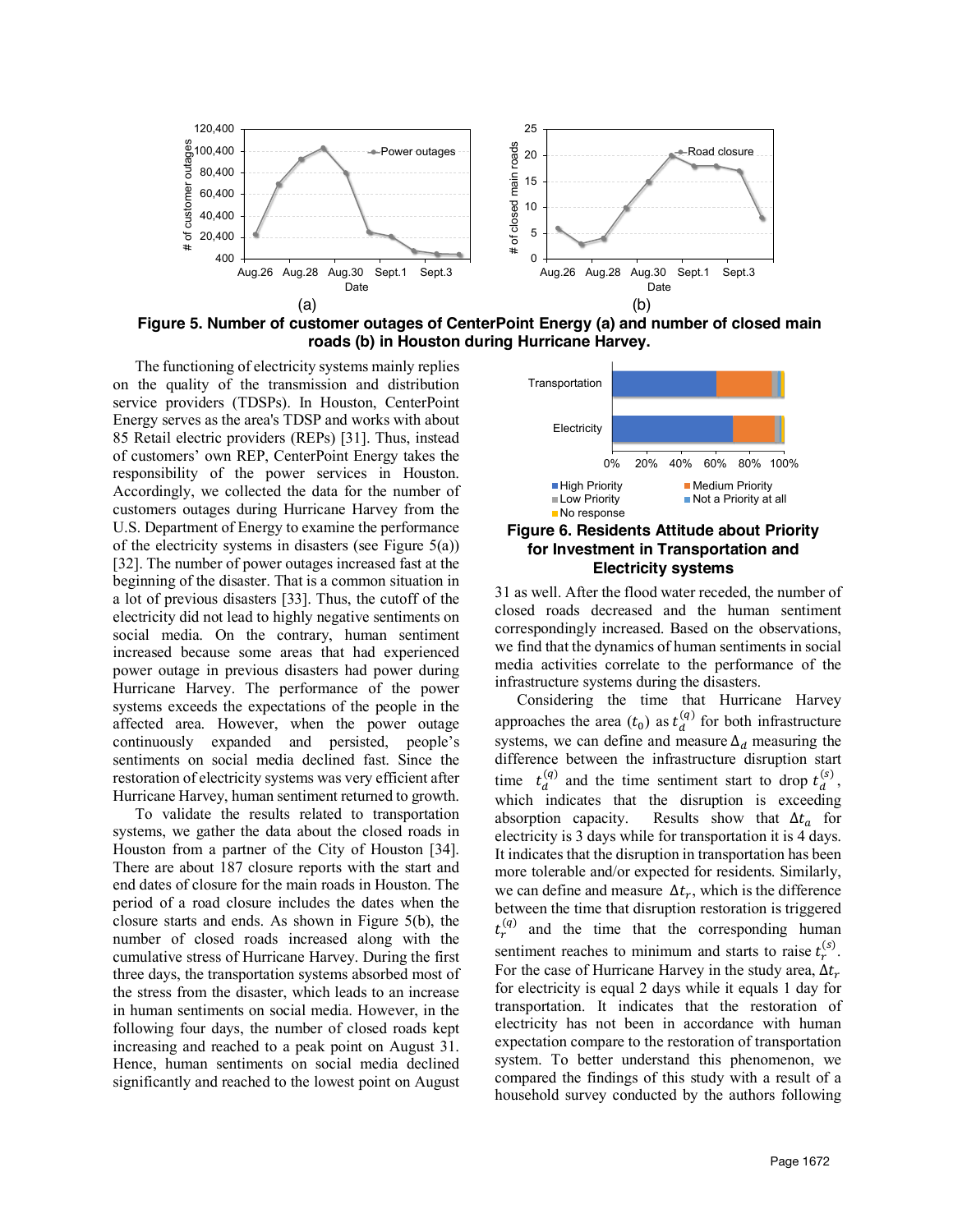Figure 5. Number of customer outages of CenterPoint Energy (a) and number of closed main roads (b) in Houston during Hurricane Harvey.

The functioning of electricity systems mainly replies on the quality of the transmission and distribution service providers (TDSPs). In Houston, CenterPoint Energy serves as the area's TDSP and works with about 85 Retail electric providers (REPs) [31]. Thus, instead of customers' own REP, CenterPoint Energy takes the responsibility of the power services in Houston. Accordingly, we collected the data for the number of customers outages during Hurricane Harvey from the U.S. Department of Energy to examine the performance of the electricity systems in disasters (see Figure 5(a)) [32]. The number of power outages increased fast at the beginning of the disaster. That is a common situation in a lot of previous disasters [33]. Thus, the cutoff of the electricity did not lead to highly negative sentiments on social media. On the contrary, human sentiment increased because some areas that had experienced power outage in previous disasters had power during Hurricane Harvey. The performance of the power systems exceeds the expectations of the people in the affected area. However, when the power outage continuously expanded and persisted, people's sentiments on social media declined fast. Since the restoration of electricity systems was very efficient after Hurricane Harvey, human sentiment returned to growth.

To validate the results related to transportation systems, we gather the data about the closed roads in Houston from a partner of the City of Houston [34]. There are about 187 closure reports with the start and end dates of closure for the main roads in Houston. The period of a road closure includes the dates when the closure starts and ends. As shown in Figure 5(b), the number of closed roads increased along with the cumulative stress of Hurricane Harvey. During the first three days, the transportation systems absorbed most of the stress from the disaster, which leads to an increase in human sentiments on social media. However, in the following four days, the number of closed roads kept increasing and reached to a peak point on August 31. Hence, human sentiments on social media declined significantly and reached to the lowest point on August 31 as well. After the flood water receded, the number of closed roads decreased and the human sentiment correspondingly increased. Based on the observations, we find that the dynamics of human sentiments in social media activities correlate to the performance of the infrastructure systems during the disasters.

Figure 6. Residents Attitude about Priority for Investment in Transportation and Electricity systems

Considering the time that Hurricane Harvey approaches the area ($t_0$) as $t_d^{(q)}$ for both infrastructure systems, we can define and measure $\Delta_d$ measuring the difference between the infrastructure disruption start time $t_d^{(q)}$ and the time sentiment start to drop $t_d^{(s)}$, which indicates that the disruption is exceeding absorption capacity. Results show that $\Delta t_a$ for electricity is 3 days while for transportation it is 4 days. It indicates that the disruption in transportation has been more tolerable and/or expected for residents. Similarly, we can define and measure $\Delta t_r$, which is the difference between the time that disruption restoration is triggered $t_r^{(q)}$ and the time that the corresponding human sentiment reaches to minimum and starts to raise $t_r^{(s)}$. For the case of Hurricane Harvey in the study area, $\Delta t_r$ for electricity is equal 2 days while it equals 1 day for transportation. It indicates that the restoration of electricity has not been in accordance with human expectation compare to the restoration of transportation system. To better understand this phenomenon, we compared the findings of this study with a result of a household survey conducted by the authors following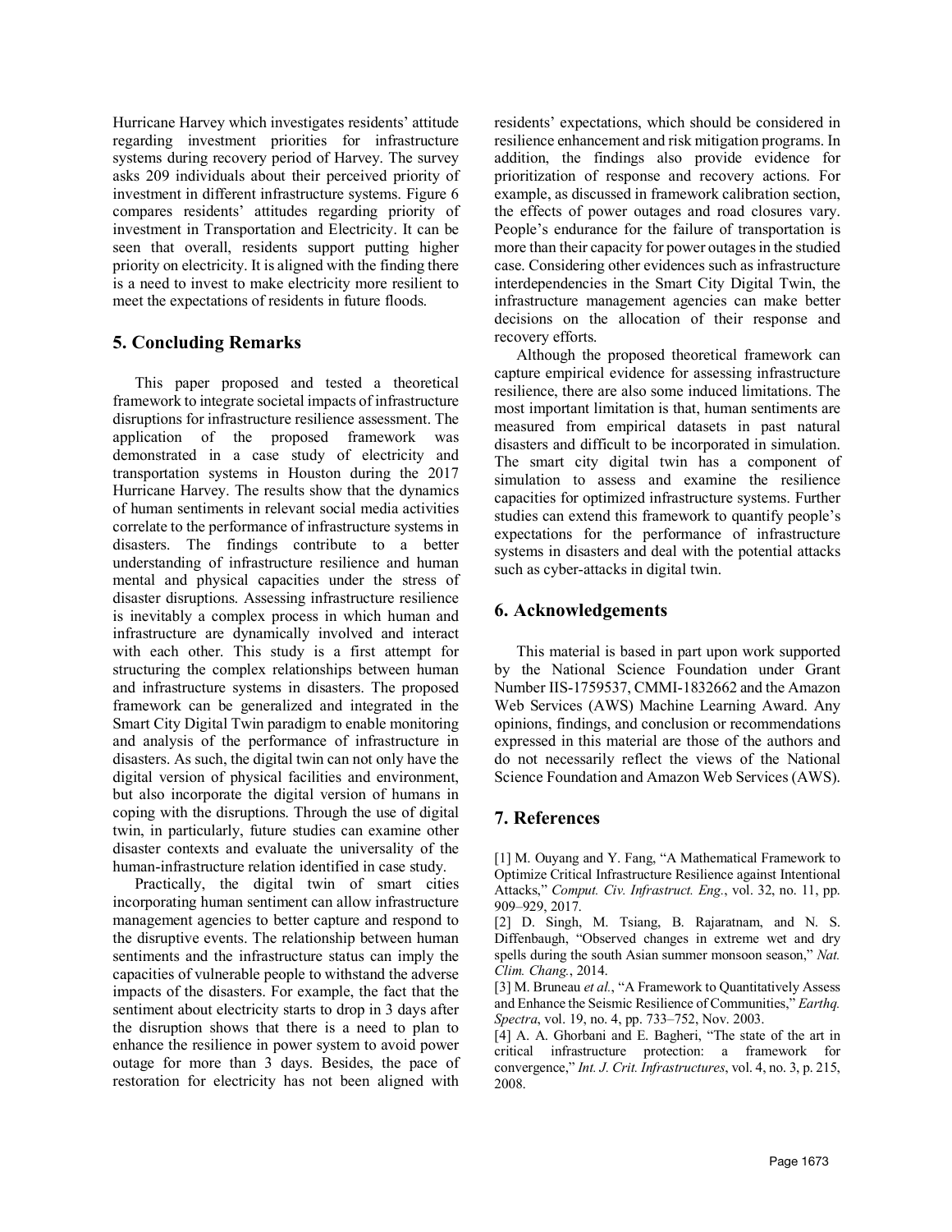Hurricane Harvey which investigates residents' attitude regarding investment priorities for infrastructure systems during recovery period of Harvey. The survey asks 209 individuals about their perceived priority of investment in different infrastructure systems. Figure 6 compares residents' attitudes regarding priority of investment in Transportation and Electricity. It can be seen that overall, residents support putting higher priority on electricity. It is aligned with the finding there is a need to invest to make electricity more resilient to meet the expectations of residents in future floods.

## 5. Concluding Remarks

This paper proposed and tested a theoretical framework to integrate societal impacts of infrastructure disruptions for infrastructure resilience assessment. The application of the proposed framework was demonstrated in a case study of electricity and transportation systems in Houston during the 2017 Hurricane Harvey. The results show that the dynamics of human sentiments in relevant social media activities correlate to the performance of infrastructure systems in disasters. The findings contribute to a better understanding of infrastructure resilience and human mental and physical capacities under the stress of disaster disruptions. Assessing infrastructure resilience is inevitably a complex process in which human and infrastructure are dynamically involved and interact with each other. This study is a first attempt for structuring the complex relationships between human and infrastructure systems in disasters. The proposed framework can be generalized and integrated in the Smart City Digital Twin paradigm to enable monitoring and analysis of the performance of infrastructure in disasters. As such, the digital twin can not only have the digital version of physical facilities and environment, but also incorporate the digital version of humans in coping with the disruptions. Through the use of digital twin, in particularly, future studies can examine other disaster contexts and evaluate the universality of the human-infrastructure relation identified in case study.

Practically, the digital twin of smart cities incorporating human sentiment can allow infrastructure management agencies to better capture and respond to the disruptive events. The relationship between human sentiments and the infrastructure status can imply the capacities of vulnerable people to withstand the adverse impacts of the disasters. For example, the fact that the sentiment about electricity starts to drop in 3 days after the disruption shows that there is a need to plan to enhance the resilience in power system to avoid power outage for more than 3 days. Besides, the pace of restoration for electricity has not been aligned with residents' expectations, which should be considered in resilience enhancement and risk mitigation programs. In addition, the findings also provide evidence for prioritization of response and recovery actions. For example, as discussed in framework calibration section, the effects of power outages and road closures vary. People's endurance for the failure of transportation is more than their capacity for power outages in the studied case. Considering other evidences such as infrastructure interdependencies in the Smart City Digital Twin, the infrastructure management agencies can make better decisions on the allocation of their response and recovery efforts.

Although the proposed theoretical framework can capture empirical evidence for assessing infrastructure resilience, there are also some induced limitations. The most important limitation is that, human sentiments are measured from empirical datasets in past natural disasters and difficult to be incorporated in simulation. The smart city digital twin has a component of simulation to assess and examine the resilience capacities for optimized infrastructure systems. Further studies can extend this framework to quantify people's expectations for the performance of infrastructure systems in disasters and deal with the potential attacks such as cyber-attacks in digital twin.

## 6. Acknowledgements

This material is based in part upon work supported by the National Science Foundation under Grant Number IIS-1759537, CMMI-1832662 and the Amazon Web Services (AWS) Machine Learning Award. Any opinions, findings, and conclusion or recommendations expressed in this material are those of the authors and do not necessarily reflect the views of the National Science Foundation and Amazon Web Services (AWS).

## 7. References

[1] M. Ouyang and Y. Fang, "A Mathematical Framework to Optimize Critical Infrastructure Resilience against Intentional Attacks," *Comput. Civ. Infrastruct. Eng.*, vol. 32, no. 11, pp. 909–929, 2017.

[2] D. Singh, M. Tsiang, B. Rajaratnam, and N. S. Diffenbaugh, "Observed changes in extreme wet and dry spells during the south Asian summer monsoon season," *Nat. Clim. Chang.*, 2014.

[3] M. Bruneau *et al.*, "A Framework to Quantitatively Assess and Enhance the Seismic Resilience of Communities," *Earthq. Spectra*, vol. 19, no. 4, pp. 733–752, Nov. 2003.

[4] A. A. Ghorbani and E. Bagheri, "The state of the art in critical infrastructure protection: a framework for convergence," *Int. J. Crit. Infrastructures*, vol. 4, no. 3, p. 215, 2008.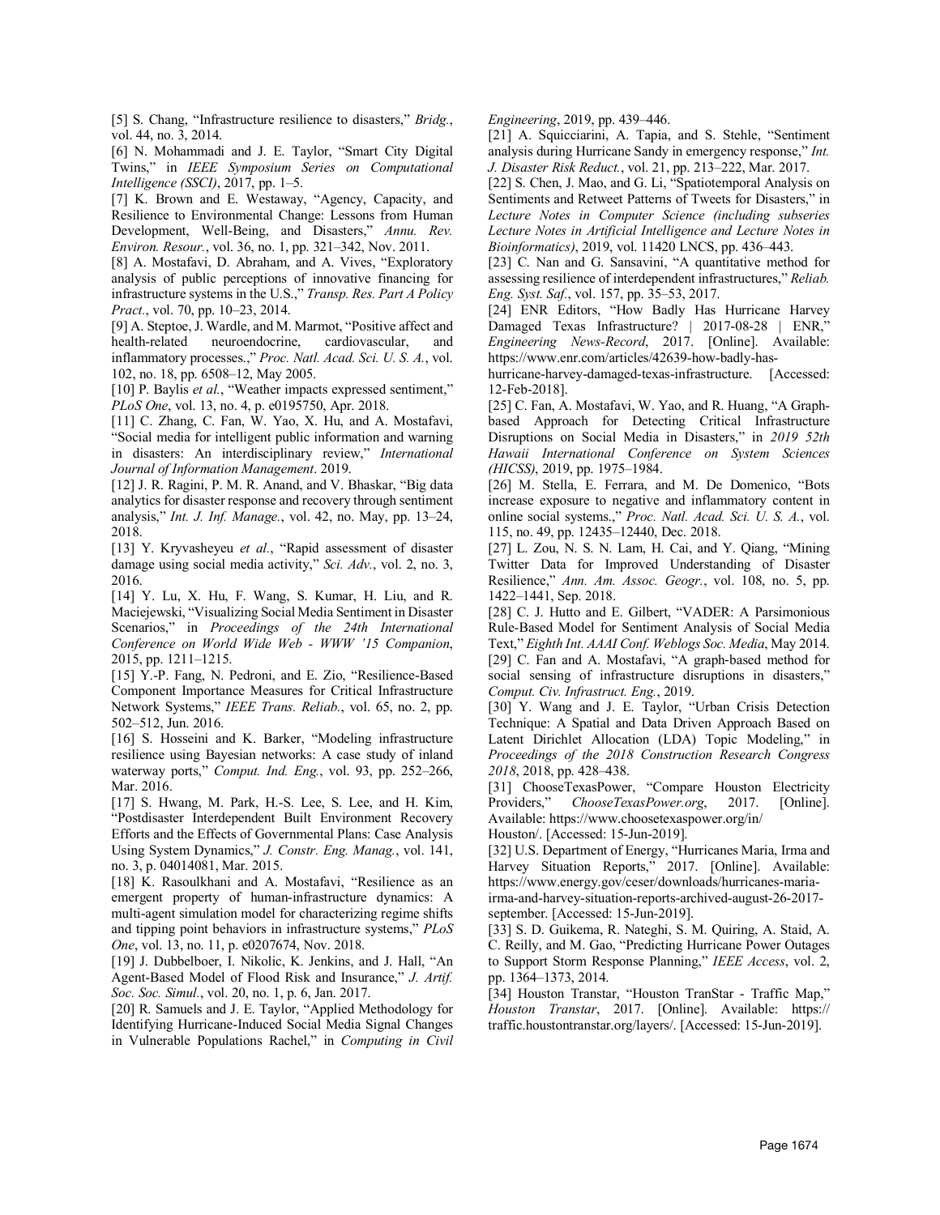[5] S. Chang, "Infrastructure resilience to disasters," *Bridg.*, vol. 44, no. 3, 2014.

[6] N. Mohammadi and J. E. Taylor, "Smart City Digital Twins," in *IEEE Symposium Series on Computational Intelligence (SSCI)*, 2017, pp. 1–5.

[7] K. Brown and E. Westaway, "Agency, Capacity, and Resilience to Environmental Change: Lessons from Human Development, Well-Being, and Disasters," *Annu. Rev. Environ. Resour.*, vol. 36, no. 1, pp. 321–342, Nov. 2011.

[8] A. Mostafavi, D. Abraham, and A. Vives, "Exploratory analysis of public perceptions of innovative financing for infrastructure systems in the U.S.," *Transp. Res. Part A Policy Pract.*, vol. 70, pp. 10–23, 2014.

[9] A. Steptoe, J. Wardle, and M. Marmot, "Positive affect and health-related neuroendocrine, cardiovascular, and inflammatory processes.," *Proc. Natl. Acad. Sci. U. S. A.*, vol. 102, no. 18, pp. 6508–12, May 2005.

[10] P. Baylis *et al.*, "Weather impacts expressed sentiment," *PLoS One*, vol. 13, no. 4, p. e0195750, Apr. 2018.

[11] C. Zhang, C. Fan, W. Yao, X. Hu, and A. Mostafavi, "Social media for intelligent public information and warning in disasters: An interdisciplinary review," *International Journal of Information Management*. 2019.

[12] J. R. Ragini, P. M. R. Anand, and V. Bhaskar, "Big data analytics for disaster response and recovery through sentiment analysis," *Int. J. Inf. Manage.*, vol. 42, no. May, pp. 13–24, 2018.

[13] Y. Kryvasheyeu *et al.*, "Rapid assessment of disaster damage using social media activity," *Sci. Adv.*, vol. 2, no. 3, 2016.

[14] Y. Lu, X. Hu, F. Wang, S. Kumar, H. Liu, and R. Maciejewski, "Visualizing Social Media Sentiment in Disaster Scenarios," in *Proceedings of the 24th International Conference on World Wide Web - WWW '15 Companion*, 2015, pp. 1211–1215.

[15] Y.-P. Fang, N. Pedroni, and E. Zio, "Resilience-Based Component Importance Measures for Critical Infrastructure Network Systems," *IEEE Trans. Reliab.*, vol. 65, no. 2, pp. 502–512, Jun. 2016.

[16] S. Hosseini and K. Barker, "Modeling infrastructure resilience using Bayesian networks: A case study of inland waterway ports," *Comput. Ind. Eng.*, vol. 93, pp. 252–266, Mar. 2016.

[17] S. Hwang, M. Park, H.-S. Lee, S. Lee, and H. Kim, "Postdisaster Interdependent Built Environment Recovery Efforts and the Effects of Governmental Plans: Case Analysis Using System Dynamics," *J. Constr. Eng. Manag.*, vol. 141, no. 3, p. 04014081, Mar. 2015.

[18] K. Rasoulkhani and A. Mostafavi, "Resilience as an emergent property of human-infrastructure dynamics: A multi-agent simulation model for characterizing regime shifts and tipping point behaviors in infrastructure systems," *PLoS One*, vol. 13, no. 11, p. e0207674, Nov. 2018.

[19] J. Dubbelboer, I. Nikolic, K. Jenkins, and J. Hall, "An Agent-Based Model of Flood Risk and Insurance," *J. Artif. Soc. Soc. Simul.*, vol. 20, no. 1, p. 6, Jan. 2017.

[20] R. Samuels and J. E. Taylor, "Applied Methodology for Identifying Hurricane-Induced Social Media Signal Changes in Vulnerable Populations Rachel," in *Computing in Civil Engineering*, 2019, pp. 439–446.

[21] A. Squicciarini, A. Tapia, and S. Stehle, "Sentiment analysis during Hurricane Sandy in emergency response," *Int. J. Disaster Risk Reduct.*, vol. 21, pp. 213–222, Mar. 2017.

[22] S. Chen, J. Mao, and G. Li, "Spatiotemporal Analysis on Sentiments and Retweet Patterns of Tweets for Disasters," in *Lecture Notes in Computer Science (including subseries Lecture Notes in Artificial Intelligence and Lecture Notes in Bioinformatics)*, 2019, vol. 11420 LNCS, pp. 436–443.

[23] C. Nan and G. Sansavini, "A quantitative method for assessing resilience of interdependent infrastructures," *Reliab. Eng. Syst. Saf.*, vol. 157, pp. 35–53, 2017.

[24] ENR Editors, "How Badly Has Hurricane Harvey Damaged Texas Infrastructure? | 2017-08-28 | ENR," *Engineering News-Record*, 2017. [Online]. Available: https://www.enr.com/articles/42639-how-badly-has-hurricane-harvey-damaged-texas-infrastructure. [Accessed: 12-Feb-2018].

[25] C. Fan, A. Mostafavi, W. Yao, and R. Huang, "A Graph-based Approach for Detecting Critical Infrastructure Disruptions on Social Media in Disasters," in *2019 52th Hawaii International Conference on System Sciences (HICSS)*, 2019, pp. 1975–1984.

[26] M. Stella, E. Ferrara, and M. De Domenico, "Bots increase exposure to negative and inflammatory content in online social systems.," *Proc. Natl. Acad. Sci. U. S. A.*, vol. 115, no. 49, pp. 12435–12440, Dec. 2018.

[27] L. Zou, N. S. N. Lam, H. Cai, and Y. Qiang, "Mining Twitter Data for Improved Understanding of Disaster Resilience," *Ann. Am. Assoc. Geogr.*, vol. 108, no. 5, pp. 1422–1441, Sep. 2018.

[28] C. J. Hutto and E. Gilbert, "VADER: A Parsimonious Rule-Based Model for Sentiment Analysis of Social Media Text," *Eighth Int. AAAI Conf. Weblogs Soc. Media*, May 2014.

[29] C. Fan and A. Mostafavi, "A graph-based method for social sensing of infrastructure disruptions in disasters," *Comput. Civ. Infrastruct. Eng.*, 2019.

[30] Y. Wang and J. E. Taylor, "Urban Crisis Detection Technique: A Spatial and Data Driven Approach Based on Latent Dirichlet Allocation (LDA) Topic Modeling," in *Proceedings of the 2018 Construction Research Congress 2018*, 2018, pp. 428–438.

[31] ChooseTexasPower, "Compare Houston Electricity Providers," *ChooseTexasPower.org*, 2017. [Online]. Available: https://www.choosetexaspower.org/in/Houston/. [Accessed: 15-Jun-2019].

[32] U.S. Department of Energy, "Hurricanes Maria, Irma and Harvey Situation Reports," 2017. [Online]. Available: https://www.energy.gov/ceser/downloads/hurricanes-maria-irma-and-harvey-situation-reports-archived-august-26-2017-september. [Accessed: 15-Jun-2019].

[33] S. D. Guikema, R. Nateghi, S. M. Quiring, A. Staid, A. C. Reilly, and M. Gao, "Predicting Hurricane Power Outages to Support Storm Response Planning," *IEEE Access*, vol. 2, pp. 1364–1373, 2014.

[34] Houston Transtar, "Houston TranStar - Traffic Map," *Houston Transtar*, 2017. [Online]. Available: https://traffic.houstontranstar.org/layers/. [Accessed: 15-Jun-2019].